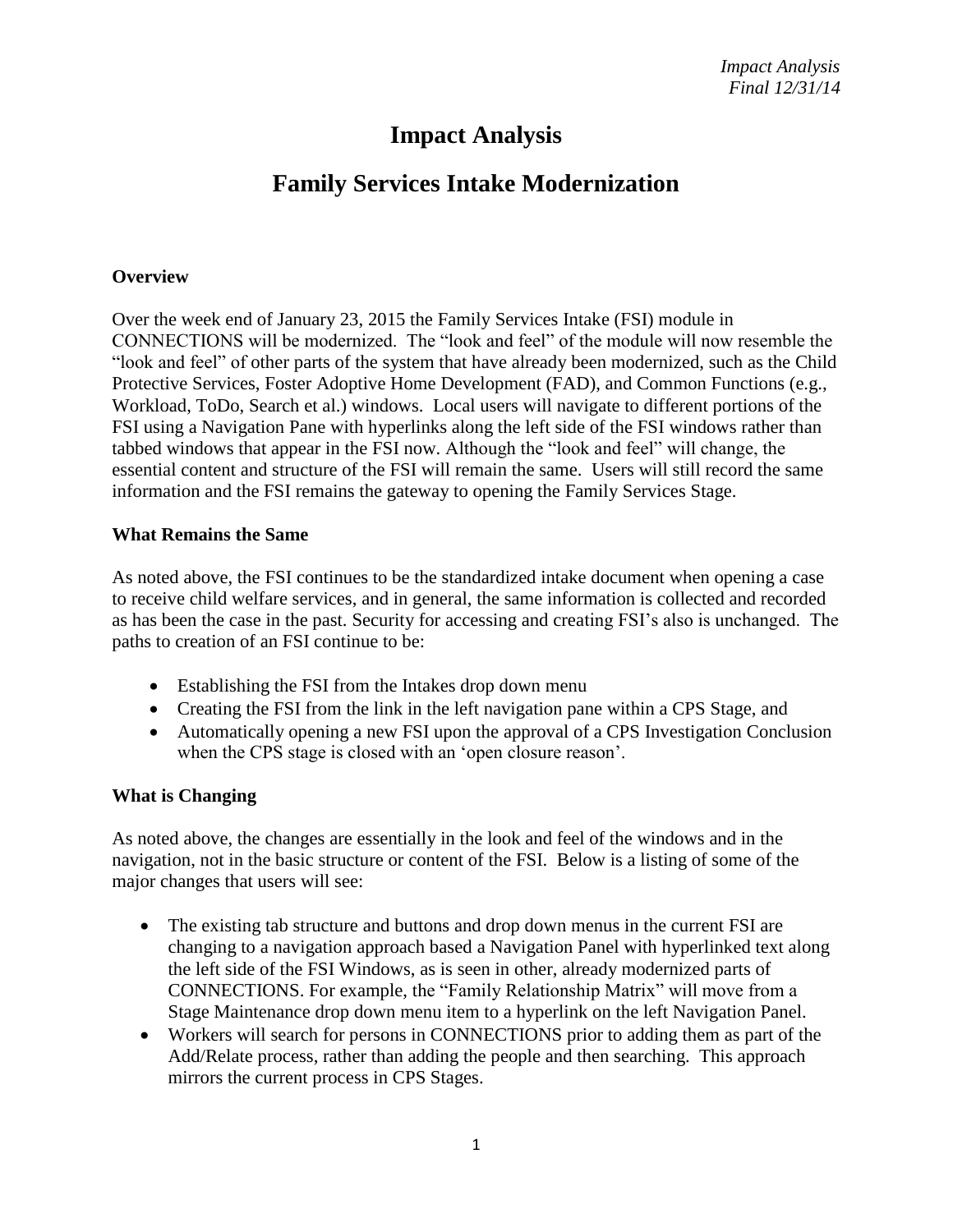# Impact Analysis

## Family Services Intake Modernization

### Overview

Over the week end of January 23, 2015 the Family Services Intake (FSI) module in CONNECTIONS will be modernized. The "look and feel" of the module will now resemble the "look and feel" of other parts of the system that have already been modernized, such as the Child Protective Services, Foster Adoptive Home Development (FAD), and Common Functions (e.g., Workload, ToDo, Search et al.) windows. Local users will navigate to different portions of the FSI using a Navigation Pane with hyperlinks along the left side of the FSI windows rather than tabbed windows that appear in the FSI now. Although the "look and feel" will change, the essential content and structure of the FSI will remain the same. Users will still record the same information and the FSI remains the gateway to opening the Family Services Stage.

### What Remains the Same

As noted above, the FSI continues to be the standardized intake document when opening a case to receive child welfare services, and in general, the same information is collected and recorded as has been the case in the past. Security for accessing and creating FSI's also is unchanged. The paths to creation of an FSI continue to be:

- Establishing the FSI from the Intakes drop down menu
- Creating the FSI from the link in the left navigation pane within a CPS Stage, and
- Automatically opening a new FSI upon the approval of a CPS Investigation Conclusion when the CPS stage is closed with an 'open closure reason'.

### What is Changing

As noted above, the changes are essentially in the look and feel of the windows and in the navigation, not in the basic structure or content of the FSI. Below is a listing of some of the major changes that users will see:

- The existing tab structure and buttons and drop down menus in the current FSI are changing to a navigation approach based a Navigation Panel with hyperlinked text along the left side of the FSI Windows, as is seen in other, already modernized parts of CONNECTIONS. For example, the "Family Relationship Matrix" will move from a Stage Maintenance drop down menu item to a hyperlink on the left Navigation Panel.
- Workers will search for persons in CONNECTIONS prior to adding them as part of the Add/Relate process, rather than adding the people and then searching. This approach mirrors the current process in CPS Stages.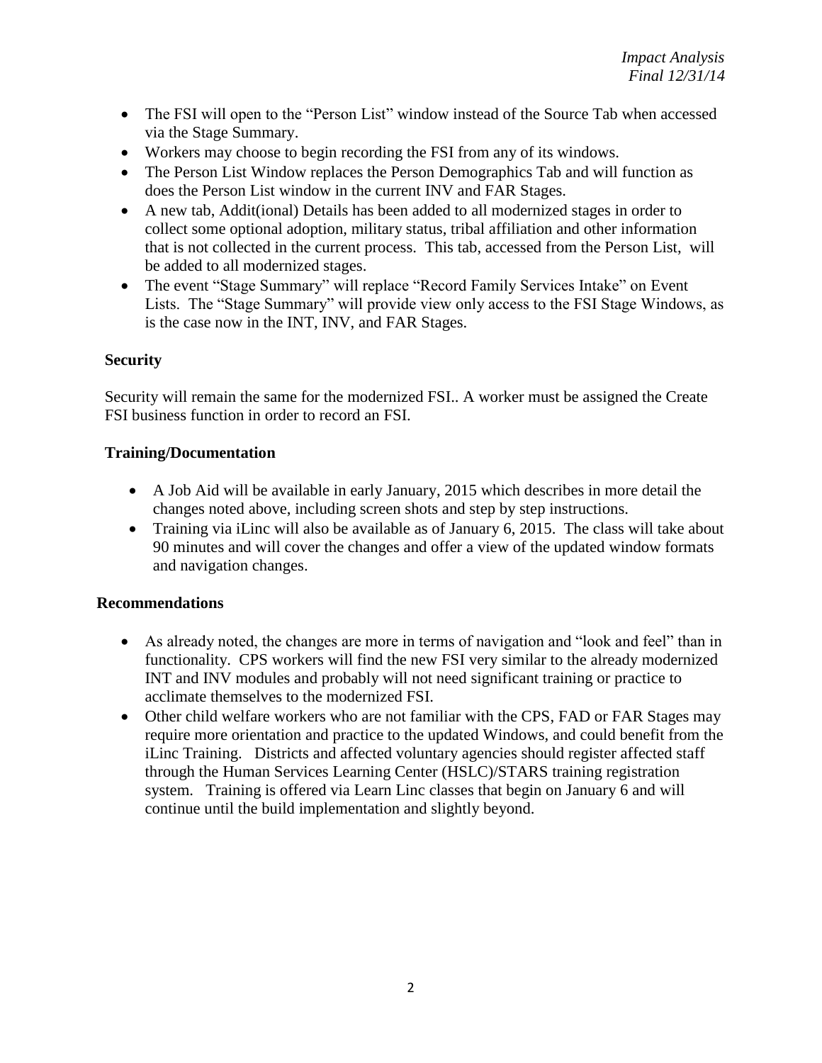- The FSI will open to the "Person List" window instead of the Source Tab when accessed via the Stage Summary.
- Workers may choose to begin recording the FSI from any of its windows.
- The Person List Window replaces the Person Demographics Tab and will function as does the Person List window in the current INV and FAR Stages.
- A new tab, Addit(ional) Details has been added to all modernized stages in order to collect some optional adoption, military status, tribal affiliation and other information that is not collected in the current process. This tab, accessed from the Person List, will be added to all modernized stages.
- The event "Stage Summary" will replace "Record Family Services Intake" on Event Lists. The "Stage Summary" will provide view only access to the FSI Stage Windows, as is the case now in the INT, INV, and FAR Stages.

**Security**

Security will remain the same for the modernized FSI.. A worker must be assigned the Create FSI business function in order to record an FSI.

**Training/Documentation**

- A Job Aid will be available in early January, 2015 which describes in more detail the changes noted above, including screen shots and step by step instructions.
- Training via iLinc will also be available as of January 6, 2015. The class will take about 90 minutes and will cover the changes and offer a view of the updated window formats and navigation changes.

**Recommendations**

- As already noted, the changes are more in terms of navigation and "look and feel" than in functionality. CPS workers will find the new FSI very similar to the already modernized INT and INV modules and probably will not need significant training or practice to acclimate themselves to the modernized FSI.
- Other child welfare workers who are not familiar with the CPS, FAD or FAR Stages may require more orientation and practice to the updated Windows, and could benefit from the iLinc Training. Districts and affected voluntary agencies should register affected staff through the Human Services Learning Center (HSLC)/STARS training registration system. Training is offered via Learn Linc classes that begin on January 6 and will continue until the build implementation and slightly beyond.